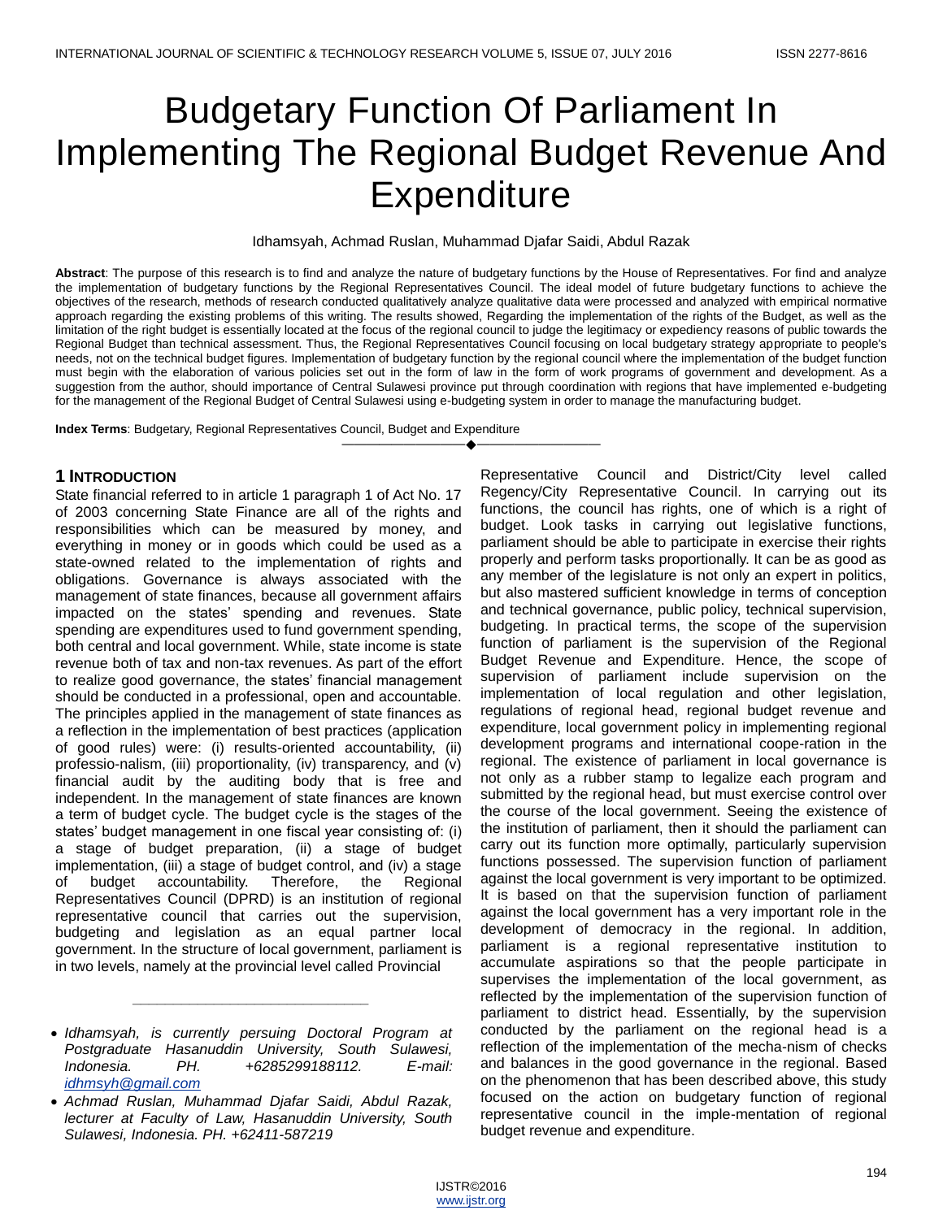// Budgetary Function Of Parliament In Implementing The Regional Budget Revenue And Expenditure

Idhamsyah, Achmad Ruslan, Muhammad Djafar Saidi, Abdul Razak

**Abstract**: The purpose of this research is to find and analyze the nature of budgetary functions by the House of Representatives. For find and analyze the implementation of budgetary functions by the Regional Representatives Council. The ideal model of future budgetary functions to achieve the objectives of the research, methods of research conducted qualitatively analyze qualitative data were processed and analyzed with empirical normative approach regarding the existing problems of this writing. The results showed, Regarding the implementation of the rights of the Budget, as well as the limitation of the right budget is essentially located at the focus of the regional council to judge the legitimacy or expediency reasons of public towards the Regional Budget than technical assessment. Thus, the Regional Representatives Council focusing on local budgetary strategy appropriate to people's needs, not on the technical budget figures. Implementation of budgetary function by the regional council where the implementation of the budget function must begin with the elaboration of various policies set out in the form of law in the form of work programs of government and development. As a suggestion from the author, should importance of Central Sulawesi province put through coordination with regions that have implemented e-budgeting for the management of the Regional Budget of Central Sulawesi using e-budgeting system in order to manage the manufacturing budget.

**Index Terms**: Budgetary, Regional Representatives Council, Budget and Expenditure

## 1 Introduction

State financial referred to in article 1 paragraph 1 of Act No. 17 of 2003 concerning State Finance are all of the rights and responsibilities which can be measured by money, and everything in money or in goods which could be used as a state-owned related to the implementation of rights and obligations. Governance is always associated with the management of state finances, because all government affairs impacted on the states' spending and revenues. State spending are expenditures used to fund government spending, both central and local government. While, state income is state revenue both of tax and non-tax revenues. As part of the effort to realize good governance, the states' financial management should be conducted in a professional, open and accountable. The principles applied in the management of state finances as a reflection in the implementation of best practices (application of good rules) were: (i) results-oriented accountability, (ii) professio-nalism, (iii) proportionality, (iv) transparency, and (v) financial audit by the auditing body that is free and independent. In the management of state finances are known a term of budget cycle. The budget cycle is the stages of the states' budget management in one fiscal year consisting of: (i) a stage of budget preparation, (ii) a stage of budget implementation, (iii) a stage of budget control, and (iv) a stage of budget accountability. Therefore, the Regional Representatives Council (DPRD) is an institution of regional representative council that carries out the supervision, budgeting and legislation as an equal partner local government. In the structure of local government, parliament is in two levels, namely at the provincial level called Provincial Representative Council and District/City level called Regency/City Representative Council. In carrying out its functions, the council has rights, one of which is a right of budget. Look tasks in carrying out legislative functions, parliament should be able to participate in exercise their rights properly and perform tasks proportionally. It can be as good as any member of the legislature is not only an expert in politics, but also mastered sufficient knowledge in terms of conception and technical governance, public policy, technical supervision, budgeting. In practical terms, the scope of the supervision function of parliament is the supervision of the Regional Budget Revenue and Expenditure. Hence, the scope of supervision of parliament include supervision on the implementation of local regulation and other legislation, regulations of regional head, regional budget revenue and expenditure, local government policy in implementing regional development programs and international coope-ration in the regional. The existence of parliament in local governance is not only as a rubber stamp to legalize each program and submitted by the regional head, but must exercise control over the course of the local government. Seeing the existence of the institution of parliament, then it should the parliament can carry out its function more optimally, particularly supervision functions possessed. The supervision function of parliament against the local government is very important to be optimized. It is based on that the supervision function of parliament against the local government has a very important role in the development of democracy in the regional. In addition, parliament is a regional representative institution to accumulate aspirations so that the people participate in supervises the implementation of the local government, as reflected by the implementation of the supervision function of parliament to district head. Essentially, by the supervision conducted by the parliament on the regional head is a reflection of the implementation of the mecha-nism of checks and balances in the good governance in the regional. Based on the phenomenon that has been described above, this study focused on the action on budgetary function of regional representative council in the imple-mentation of regional budget revenue and expenditure.

---

- *Idhamsyah, is currently persuing Doctoral Program at Postgraduate Hasanuddin University, South Sulawesi, Indonesia. PH. +6285299188112. E-mail: idhmsyh@gmail.com*
- *Achmad Ruslan, Muhammad Djafar Saidi, Abdul Razak, lecturer at Faculty of Law, Hasanuddin University, South Sulawesi, Indonesia. PH. +62411-587219*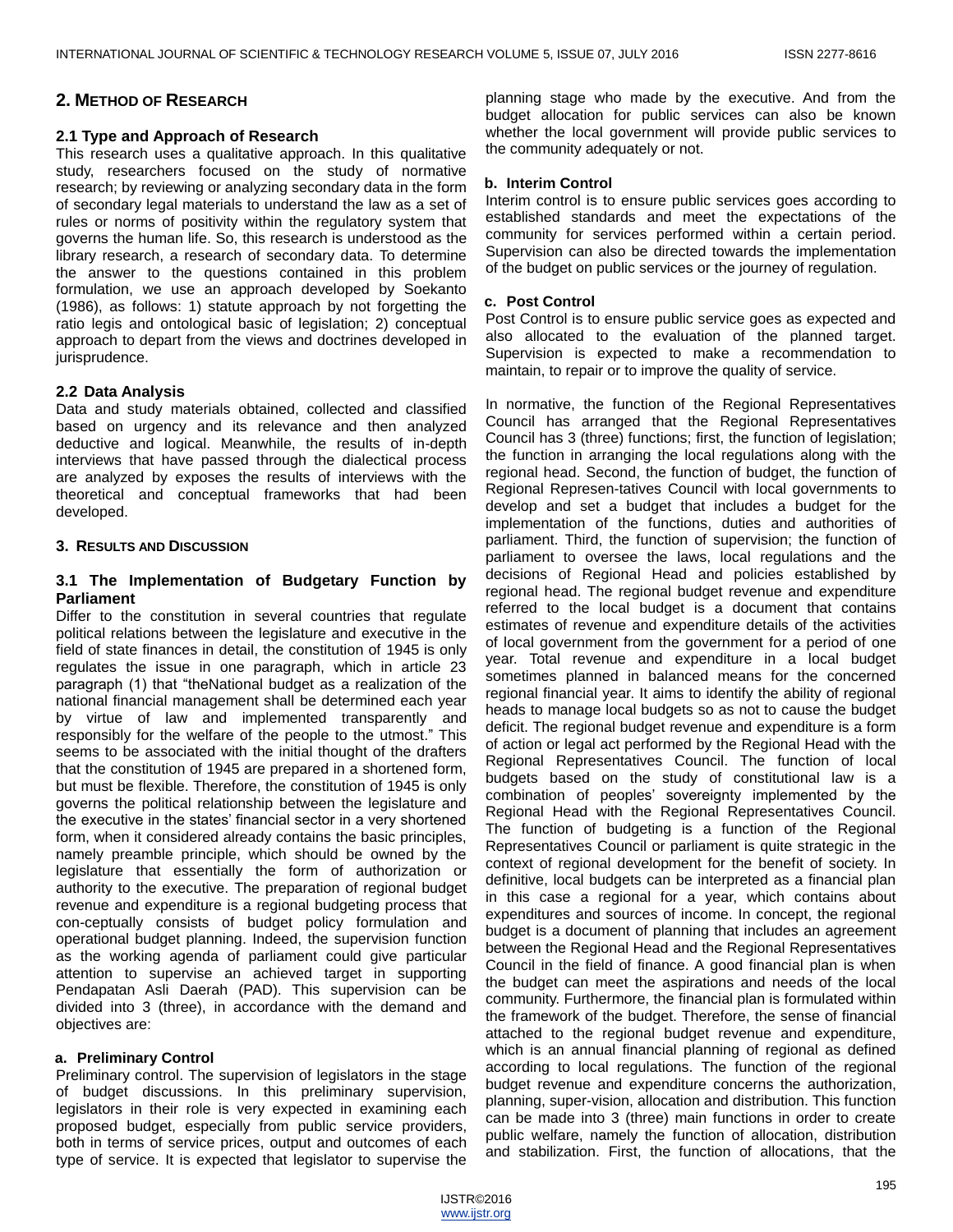## 2. Method of Research

### 2.1 Type and Approach of Research

This research uses a qualitative approach. In this qualitative study, researchers focused on the study of normative research; by reviewing or analyzing secondary data in the form of secondary legal materials to understand the law as a set of rules or norms of positivity within the regulatory system that governs the human life. So, this research is understood as the library research, a research of secondary data. To determine the answer to the questions contained in this problem formulation, we use an approach developed by Soekanto (1986), as follows: 1) statute approach by not forgetting the ratio legis and ontological basic of legislation; 2) conceptual approach to depart from the views and doctrines developed in jurisprudence.

### 2.2 Data Analysis

Data and study materials obtained, collected and classified based on urgency and its relevance and then analyzed deductive and logical. Meanwhile, the results of in-depth interviews that have passed through the dialectical process are analyzed by exposes the results of interviews with the theoretical and conceptual frameworks that had been developed.

## 3. Results and Discussion

### 3.1 The Implementation of Budgetary Function by Parliament

Differ to the constitution in several countries that regulate political relations between the legislature and executive in the field of state finances in detail, the constitution of 1945 is only regulates the issue in one paragraph, which in article 23 paragraph (1) that "theNational budget as a realization of the national financial management shall be determined each year by virtue of law and implemented transparently and responsibly for the welfare of the people to the utmost." This seems to be associated with the initial thought of the drafters that the constitution of 1945 are prepared in a shortened form, but must be flexible. Therefore, the constitution of 1945 is only governs the political relationship between the legislature and the executive in the states' financial sector in a very shortened form, when it considered already contains the basic principles, namely preamble principle, which should be owned by the legislature that essentially the form of authorization or authority to the executive. The preparation of regional budget revenue and expenditure is a regional budgeting process that con-ceptually consists of budget policy formulation and operational budget planning. Indeed, the supervision function as the working agenda of parliament could give particular attention to supervise an achieved target in supporting Pendapatan Asli Daerah (PAD). This supervision can be divided into 3 (three), in accordance with the demand and objectives are:

**a. Preliminary Control**

Preliminary control. The supervision of legislators in the stage of budget discussions. In this preliminary supervision, legislators in their role is very expected in examining each proposed budget, especially from public service providers, both in terms of service prices, output and outcomes of each type of service. It is expected that legislator to supervise the planning stage who made by the executive. And from the budget allocation for public services can also be known whether the local government will provide public services to the community adequately or not.

**b. Interim Control**

Interim control is to ensure public services goes according to established standards and meet the expectations of the community for services performed within a certain period. Supervision can also be directed towards the implementation of the budget on public services or the journey of regulation.

**c. Post Control**

Post Control is to ensure public service goes as expected and also allocated to the evaluation of the planned target. Supervision is expected to make a recommendation to maintain, to repair or to improve the quality of service.

In normative, the function of the Regional Representatives Council has arranged that the Regional Representatives Council has 3 (three) functions; first, the function of legislation; the function in arranging the local regulations along with the regional head. Second, the function of budget, the function of Regional Represen-tatives Council with local governments to develop and set a budget that includes a budget for the implementation of the functions, duties and authorities of parliament. Third, the function of supervision; the function of parliament to oversee the laws, local regulations and the decisions of Regional Head and policies established by regional head. The regional budget revenue and expenditure referred to the local budget is a document that contains estimates of revenue and expenditure details of the activities of local government from the government for a period of one year. Total revenue and expenditure in a local budget sometimes planned in balanced means for the concerned regional financial year. It aims to identify the ability of regional heads to manage local budgets so as not to cause the budget deficit. The regional budget revenue and expenditure is a form of action or legal act performed by the Regional Head with the Regional Representatives Council. The function of local budgets based on the study of constitutional law is a combination of peoples' sovereignty implemented by the Regional Head with the Regional Representatives Council. The function of budgeting is a function of the Regional Representatives Council or parliament is quite strategic in the context of regional development for the benefit of society. In definitive, local budgets can be interpreted as a financial plan in this case a regional for a year, which contains about expenditures and sources of income. In concept, the regional budget is a document of planning that includes an agreement between the Regional Head and the Regional Representatives Council in the field of finance. A good financial plan is when the budget can meet the aspirations and needs of the local community. Furthermore, the financial plan is formulated within the framework of the budget. Therefore, the sense of financial attached to the regional budget revenue and expenditure, which is an annual financial planning of regional as defined according to local regulations. The function of the regional budget revenue and expenditure concerns the authorization, planning, super-vision, allocation and distribution. This function can be made into 3 (three) main functions in order to create public welfare, namely the function of allocation, distribution and stabilization. First, the function of allocations, that the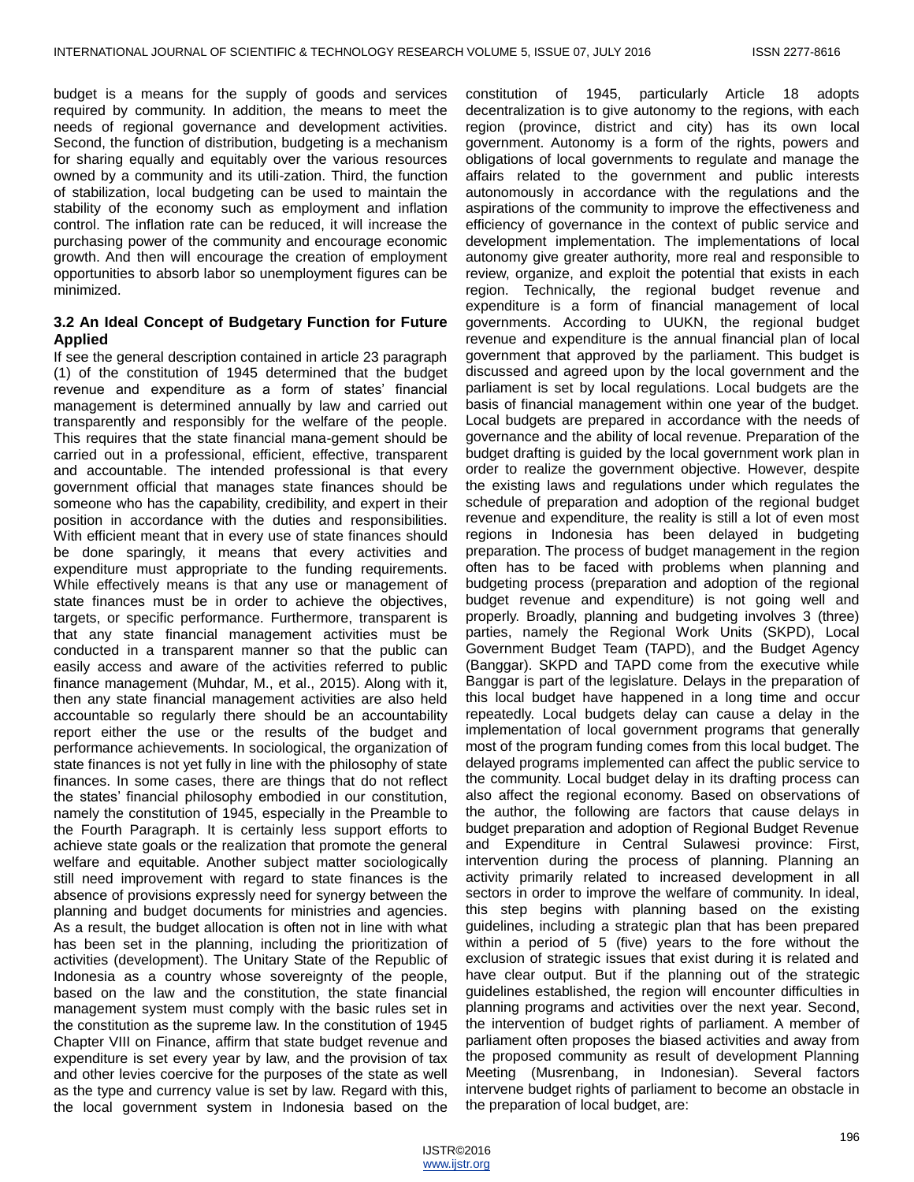budget is a means for the supply of goods and services required by community. In addition, the means to meet the needs of regional governance and development activities. Second, the function of distribution, budgeting is a mechanism for sharing equally and equitably over the various resources owned by a community and its utili-zation. Third, the function of stabilization, local budgeting can be used to maintain the stability of the economy such as employment and inflation control. The inflation rate can be reduced, it will increase the purchasing power of the community and encourage economic growth. And then will encourage the creation of employment opportunities to absorb labor so unemployment figures can be minimized.

### 3.2 An Ideal Concept of Budgetary Function for Future Applied

If see the general description contained in article 23 paragraph (1) of the constitution of 1945 determined that the budget revenue and expenditure as a form of states' financial management is determined annually by law and carried out transparently and responsibly for the welfare of the people. This requires that the state financial mana-gement should be carried out in a professional, efficient, effective, transparent and accountable. The intended professional is that every government official that manages state finances should be someone who has the capability, credibility, and expert in their position in accordance with the duties and responsibilities. With efficient meant that in every use of state finances should be done sparingly, it means that every activities and expenditure must appropriate to the funding requirements. While effectively means is that any use or management of state finances must be in order to achieve the objectives, targets, or specific performance. Furthermore, transparent is that any state financial management activities must be conducted in a transparent manner so that the public can easily access and aware of the activities referred to public finance management (Muhdar, M., et al., 2015). Along with it, then any state financial management activities are also held accountable so regularly there should be an accountability report either the use or the results of the budget and performance achievements. In sociological, the organization of state finances is not yet fully in line with the philosophy of state finances. In some cases, there are things that do not reflect the states' financial philosophy embodied in our constitution, namely the constitution of 1945, especially in the Preamble to the Fourth Paragraph. It is certainly less support efforts to achieve state goals or the realization that promote the general welfare and equitable. Another subject matter sociologically still need improvement with regard to state finances is the absence of provisions expressly need for synergy between the planning and budget documents for ministries and agencies. As a result, the budget allocation is often not in line with what has been set in the planning, including the prioritization of activities (development). The Unitary State of the Republic of Indonesia as a country whose sovereignty of the people, based on the law and the constitution, the state financial management system must comply with the basic rules set in the constitution as the supreme law. In the constitution of 1945 Chapter VIII on Finance, affirm that state budget revenue and expenditure is set every year by law, and the provision of tax and other levies coercive for the purposes of the state as well as the type and currency value is set by law. Regard with this, the local government system in Indonesia based on the constitution of 1945, particularly Article 18 adopts decentralization is to give autonomy to the regions, with each region (province, district and city) has its own local government. Autonomy is a form of the rights, powers and obligations of local governments to regulate and manage the affairs related to the government and public interests autonomously in accordance with the regulations and the aspirations of the community to improve the effectiveness and efficiency of governance in the context of public service and development implementation. The implementations of local autonomy give greater authority, more real and responsible to review, organize, and exploit the potential that exists in each region. Technically, the regional budget revenue and expenditure is a form of financial management of local governments. According to UUKN, the regional budget revenue and expenditure is the annual financial plan of local government that approved by the parliament. This budget is discussed and agreed upon by the local government and the parliament is set by local regulations. Local budgets are the basis of financial management within one year of the budget. Local budgets are prepared in accordance with the needs of governance and the ability of local revenue. Preparation of the budget drafting is guided by the local government work plan in order to realize the government objective. However, despite the existing laws and regulations under which regulates the schedule of preparation and adoption of the regional budget revenue and expenditure, the reality is still a lot of even most regions in Indonesia has been delayed in budgeting preparation. The process of budget management in the region often has to be faced with problems when planning and budgeting process (preparation and adoption of the regional budget revenue and expenditure) is not going well and properly. Broadly, planning and budgeting involves 3 (three) parties, namely the Regional Work Units (SKPD), Local Government Budget Team (TAPD), and the Budget Agency (Banggar). SKPD and TAPD come from the executive while Banggar is part of the legislature. Delays in the preparation of this local budget have happened in a long time and occur repeatedly. Local budgets delay can cause a delay in the implementation of local government programs that generally most of the program funding comes from this local budget. The delayed programs implemented can affect the public service to the community. Local budget delay in its drafting process can also affect the regional economy. Based on observations of the author, the following are factors that cause delays in budget preparation and adoption of Regional Budget Revenue and Expenditure in Central Sulawesi province: First, intervention during the process of planning. Planning an activity primarily related to increased development in all sectors in order to improve the welfare of community. In ideal, this step begins with planning based on the existing guidelines, including a strategic plan that has been prepared within a period of 5 (five) years to the fore without the exclusion of strategic issues that exist during it is related and have clear output. But if the planning out of the strategic guidelines established, the region will encounter difficulties in planning programs and activities over the next year. Second, the intervention of budget rights of parliament. A member of parliament often proposes the biased activities and away from the proposed community as result of development Planning Meeting (Musrenbang, in Indonesian). Several factors intervene budget rights of parliament to become an obstacle in the preparation of local budget, are: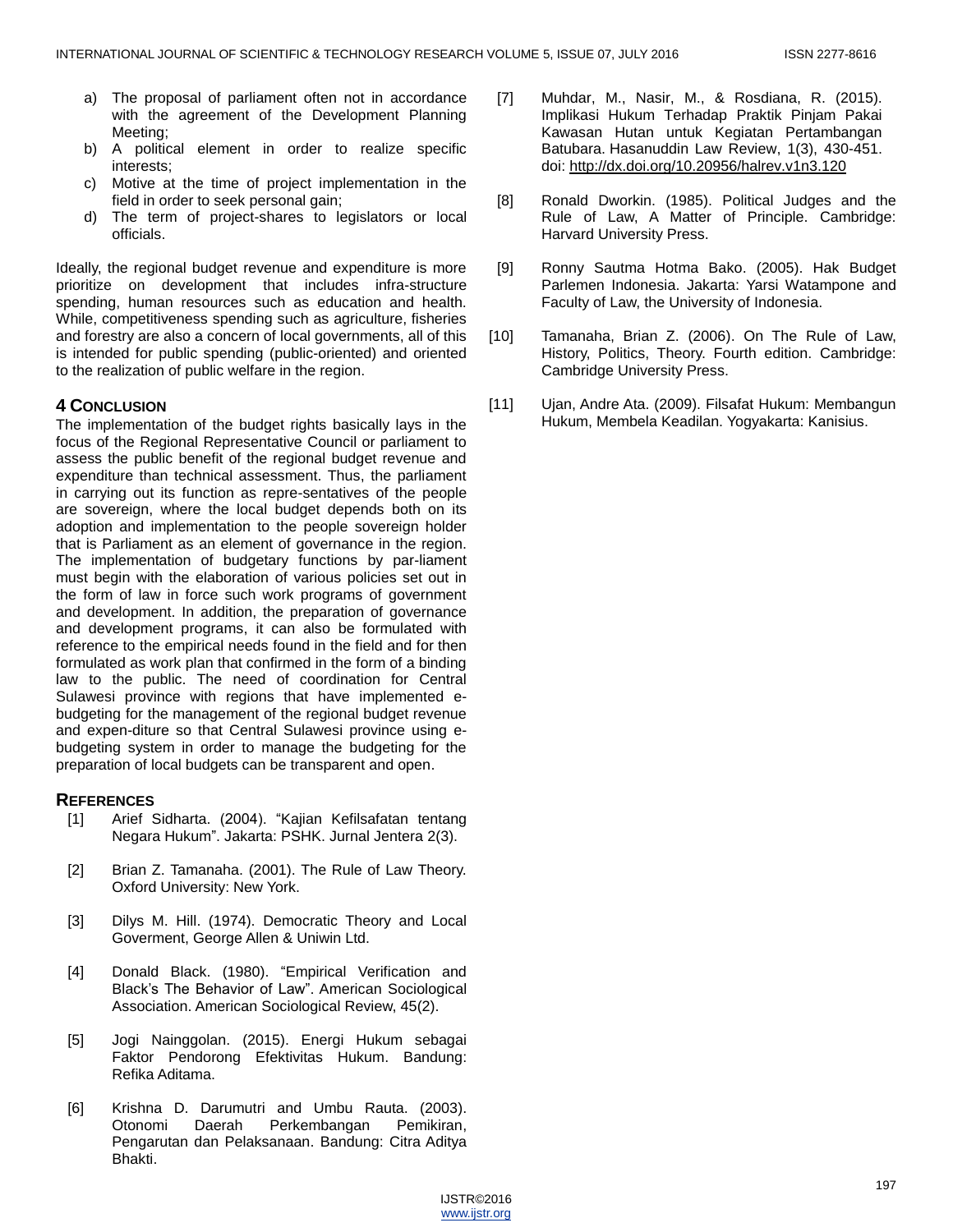a) The proposal of parliament often not in accordance with the agreement of the Development Planning Meeting;
b) A political element in order to realize specific interests;
c) Motive at the time of project implementation in the field in order to seek personal gain;
d) The term of project-shares to legislators or local officials.

Ideally, the regional budget revenue and expenditure is more prioritize on development that includes infra-structure spending, human resources such as education and health. While, competitiveness spending such as agriculture, fisheries and forestry are also a concern of local governments, all of this is intended for public spending (public-oriented) and oriented to the realization of public welfare in the region.

## 4 Conclusion

The implementation of the budget rights basically lays in the focus of the Regional Representative Council or parliament to assess the public benefit of the regional budget revenue and expenditure than technical assessment. Thus, the parliament in carrying out its function as repre-sentatives of the people are sovereign, where the local budget depends both on its adoption and implementation to the people sovereign holder that is Parliament as an element of governance in the region. The implementation of budgetary functions by par-liament must begin with the elaboration of various policies set out in the form of law in force such work programs of government and development. In addition, the preparation of governance and development programs, it can also be formulated with reference to the empirical needs found in the field and for then formulated as work plan that confirmed in the form of a binding law to the public. The need of coordination for Central Sulawesi province with regions that have implemented e-budgeting for the management of the regional budget revenue and expen-diture so that Central Sulawesi province using e-budgeting system in order to manage the budgeting for the preparation of local budgets can be transparent and open.

## References

[1] Arief Sidharta. (2004). "Kajian Kefilsafatan tentang Negara Hukum". Jakarta: PSHK. Jurnal Jentera 2(3).

[2] Brian Z. Tamanaha. (2001). The Rule of Law Theory. Oxford University: New York.

[3] Dilys M. Hill. (1974). Democratic Theory and Local Goverment, George Allen & Uniwin Ltd.

[4] Donald Black. (1980). "Empirical Verification and Black's The Behavior of Law". American Sociological Association. American Sociological Review, 45(2).

[5] Jogi Nainggolan. (2015). Energi Hukum sebagai Faktor Pendorong Efektivitas Hukum. Bandung: Refika Aditama.

[6] Krishna D. Darumutri and Umbu Rauta. (2003). Otonomi Daerah Perkembangan Pemikiran, Pengarutan dan Pelaksanaan. Bandung: Citra Aditya Bhakti.

[7] Muhdar, M., Nasir, M., & Rosdiana, R. (2015). Implikasi Hukum Terhadap Praktik Pinjam Pakai Kawasan Hutan untuk Kegiatan Pertambangan Batubara. Hasanuddin Law Review, 1(3), 430-451. doi: http://dx.doi.org/10.20956/halrev.v1n3.120

[8] Ronald Dworkin. (1985). Political Judges and the Rule of Law, A Matter of Principle. Cambridge: Harvard University Press.

[9] Ronny Sautma Hotma Bako. (2005). Hak Budget Parlemen Indonesia. Jakarta: Yarsi Watampone and Faculty of Law, the University of Indonesia.

[10] Tamanaha, Brian Z. (2006). On The Rule of Law, History, Politics, Theory. Fourth edition. Cambridge: Cambridge University Press.

[11] Ujan, Andre Ata. (2009). Filsafat Hukum: Membangun Hukum, Membela Keadilan. Yogyakarta: Kanisius.